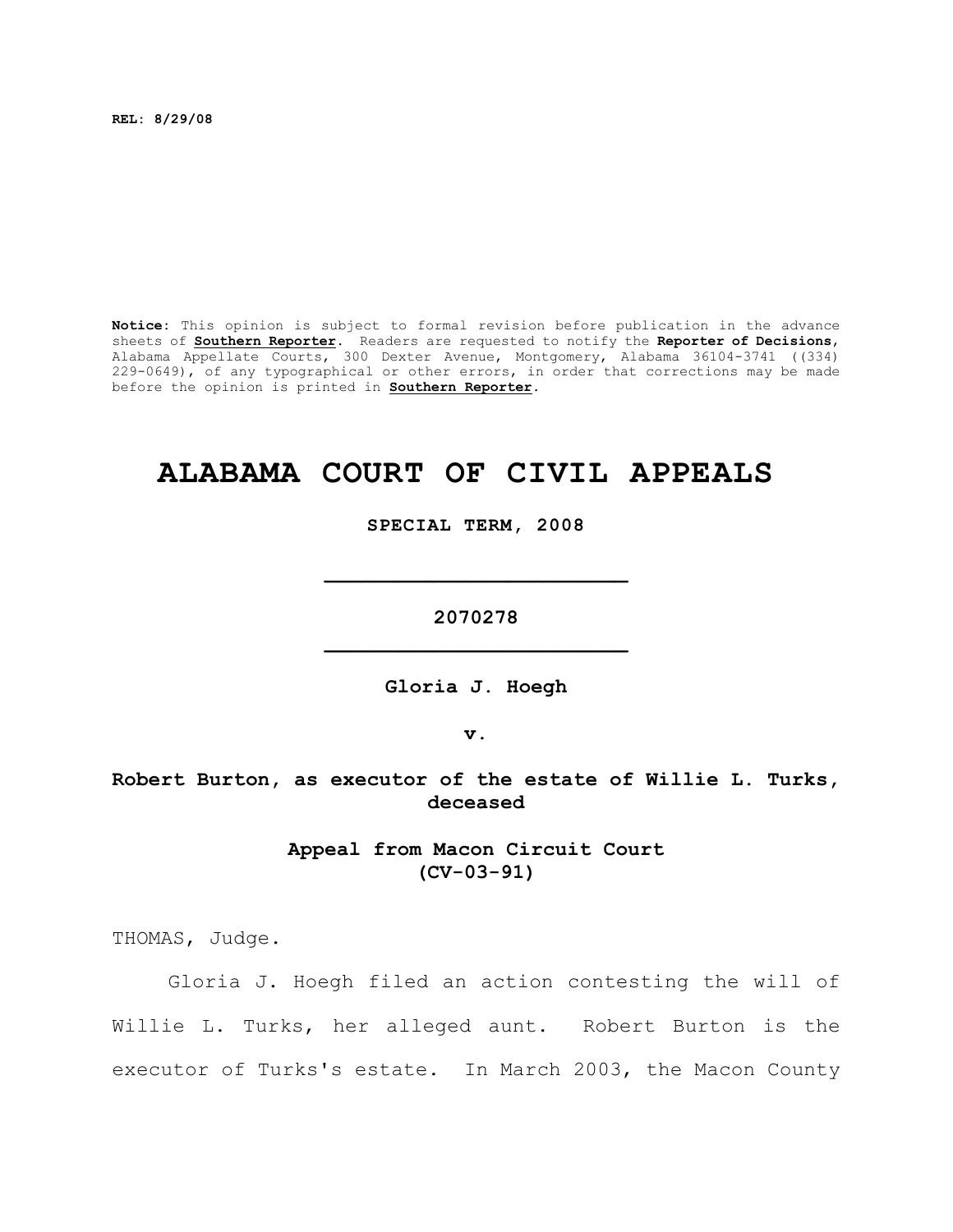**REL: 8/29/08**

**Notice:** This opinion is subject to formal revision before publication in the advance sheets of **Southern Reporter**. Readers are requested to notify the **Reporter of Decisions**, Alabama Appellate Courts, 300 Dexter Avenue, Montgomery, Alabama 36104-3741 ((334) 229-0649), of any typographical or other errors, in order that corrections may be made before the opinion is printed in **Southern Reporter**.

# ALABAMA COURT OF CIVIL APPEALS

**SPECIAL TERM, 2008**

---

**2070278**

---

**Gloria J. Hoegh**

**v.**

**Robert Burton, as executor of the estate of Willie L. Turks, deceased**

**Appeal from Macon Circuit Court (CV-03-91)**

THOMAS, Judge.

Gloria J. Hoegh filed an action contesting the will of Willie L. Turks, her alleged aunt. Robert Burton is the executor of Turks's estate. In March 2003, the Macon County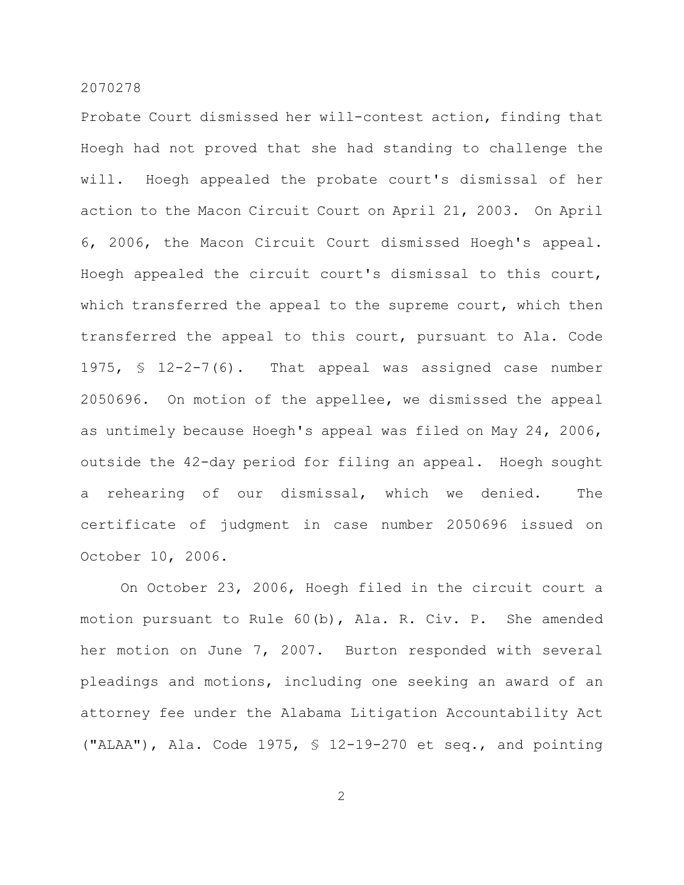Probate Court dismissed her will-contest action, finding that Hoegh had not proved that she had standing to challenge the will. Hoegh appealed the probate court's dismissal of her action to the Macon Circuit Court on April 21, 2003. On April 6, 2006, the Macon Circuit Court dismissed Hoegh's appeal. Hoegh appealed the circuit court's dismissal to this court, which transferred the appeal to the supreme court, which then transferred the appeal to this court, pursuant to Ala. Code 1975, § 12-2-7(6). That appeal was assigned case number 2050696. On motion of the appellee, we dismissed the appeal as untimely because Hoegh's appeal was filed on May 24, 2006, outside the 42-day period for filing an appeal. Hoegh sought a rehearing of our dismissal, which we denied. The certificate of judgment in case number 2050696 issued on October 10, 2006.

On October 23, 2006, Hoegh filed in the circuit court a motion pursuant to Rule 60(b), Ala. R. Civ. P. She amended her motion on June 7, 2007. Burton responded with several pleadings and motions, including one seeking an award of an attorney fee under the Alabama Litigation Accountability Act ("ALAA"), Ala. Code 1975, § 12-19-270 et seq., and pointing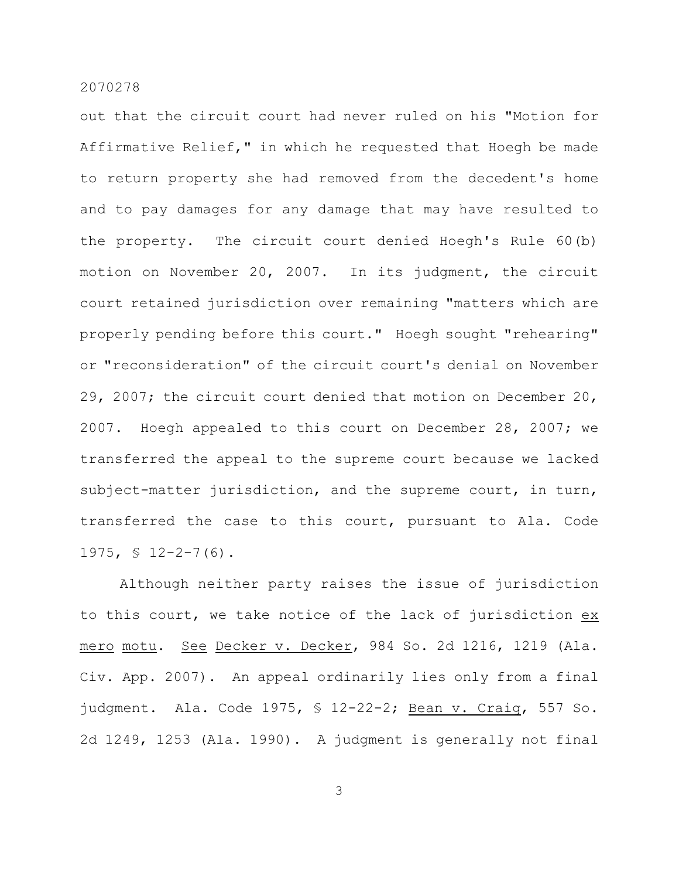out that the circuit court had never ruled on his "Motion for Affirmative Relief," in which he requested that Hoegh be made to return property she had removed from the decedent's home and to pay damages for any damage that may have resulted to the property. The circuit court denied Hoegh's Rule 60(b) motion on November 20, 2007. In its judgment, the circuit court retained jurisdiction over remaining "matters which are properly pending before this court." Hoegh sought "rehearing" or "reconsideration" of the circuit court's denial on November 29, 2007; the circuit court denied that motion on December 20, 2007. Hoegh appealed to this court on December 28, 2007; we transferred the appeal to the supreme court because we lacked subject-matter jurisdiction, and the supreme court, in turn, transferred the case to this court, pursuant to Ala. Code 1975, § 12-2-7(6).

Although neither party raises the issue of jurisdiction to this court, we take notice of the lack of jurisdiction _ex mero motu_. _See_ _Decker v. Decker_, 984 So. 2d 1216, 1219 (Ala. Civ. App. 2007). An appeal ordinarily lies only from a final judgment. Ala. Code 1975, § 12-22-2; _Bean v. Craig_, 557 So. 2d 1249, 1253 (Ala. 1990). A judgment is generally not final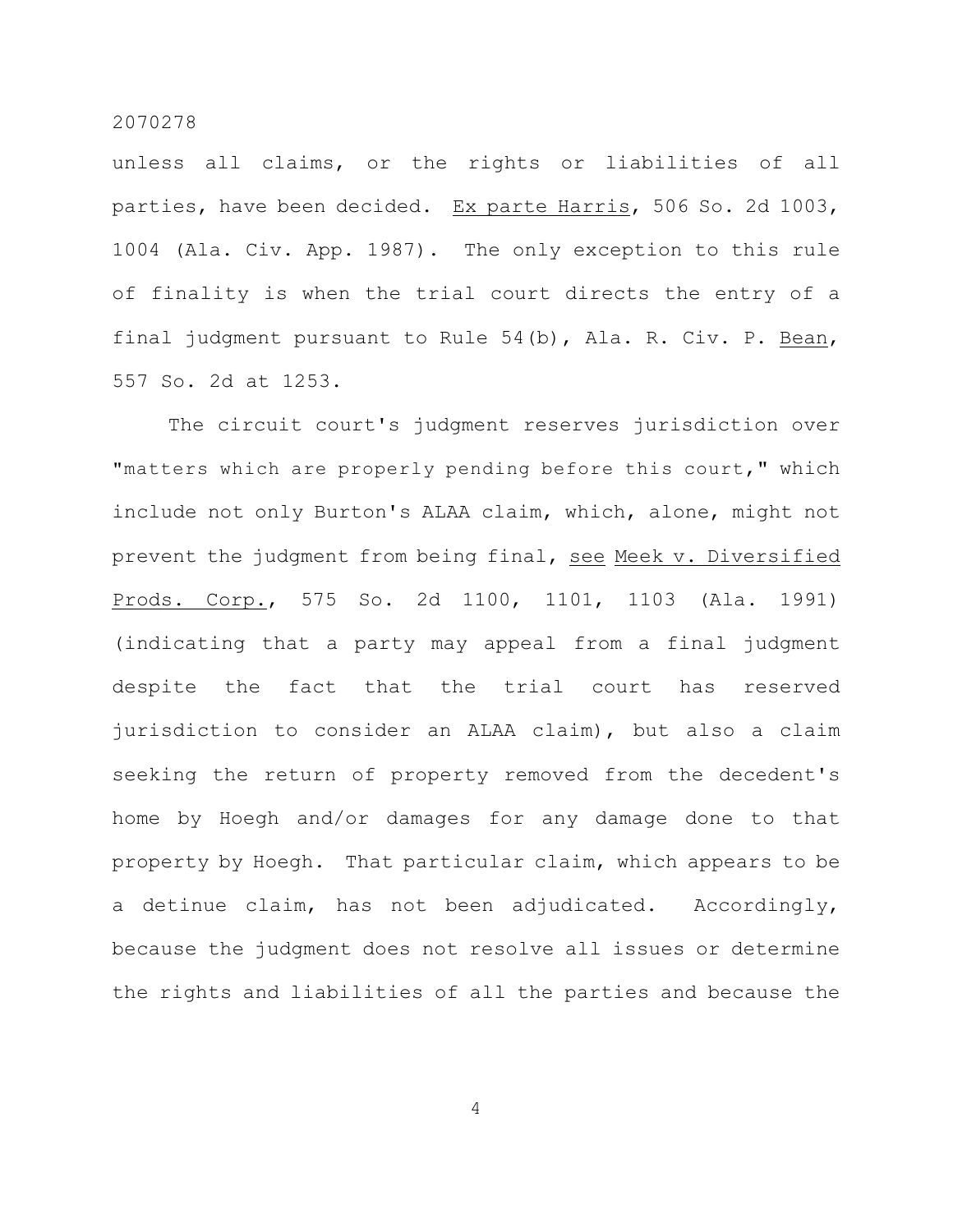unless all claims, or the rights or liabilities of all parties, have been decided. Ex parte Harris, 506 So. 2d 1003, 1004 (Ala. Civ. App. 1987). The only exception to this rule of finality is when the trial court directs the entry of a final judgment pursuant to Rule 54(b), Ala. R. Civ. P. Bean, 557 So. 2d at 1253.

The circuit court's judgment reserves jurisdiction over "matters which are properly pending before this court," which include not only Burton's ALAA claim, which, alone, might not prevent the judgment from being final, see Meek v. Diversified Prods. Corp., 575 So. 2d 1100, 1101, 1103 (Ala. 1991) (indicating that a party may appeal from a final judgment despite the fact that the trial court has reserved jurisdiction to consider an ALAA claim), but also a claim seeking the return of property removed from the decedent's home by Hoegh and/or damages for any damage done to that property by Hoegh. That particular claim, which appears to be a detinue claim, has not been adjudicated. Accordingly, because the judgment does not resolve all issues or determine the rights and liabilities of all the parties and because the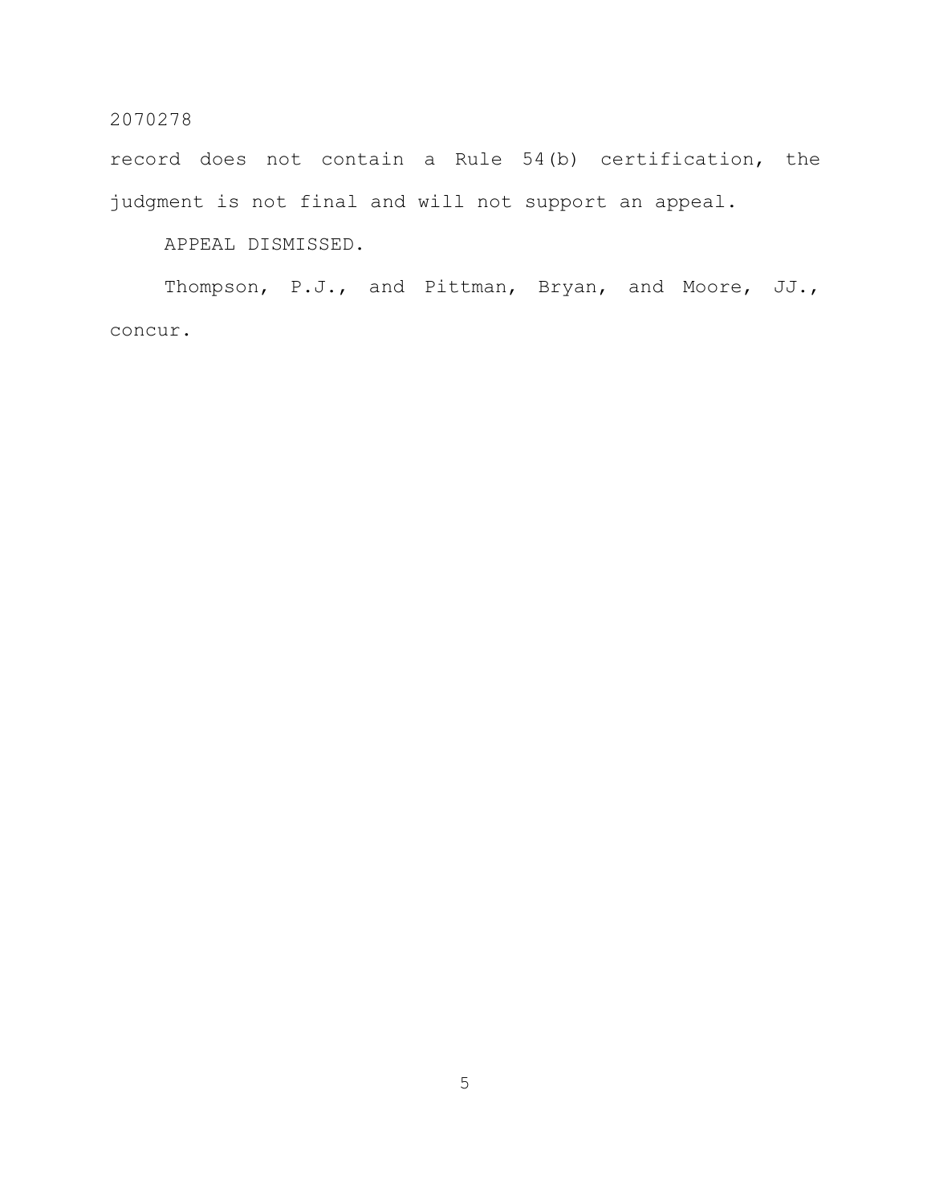record does not contain a Rule 54(b) certification, the judgment is not final and will not support an appeal.

APPEAL DISMISSED.

Thompson, P.J., and Pittman, Bryan, and Moore, JJ., concur.